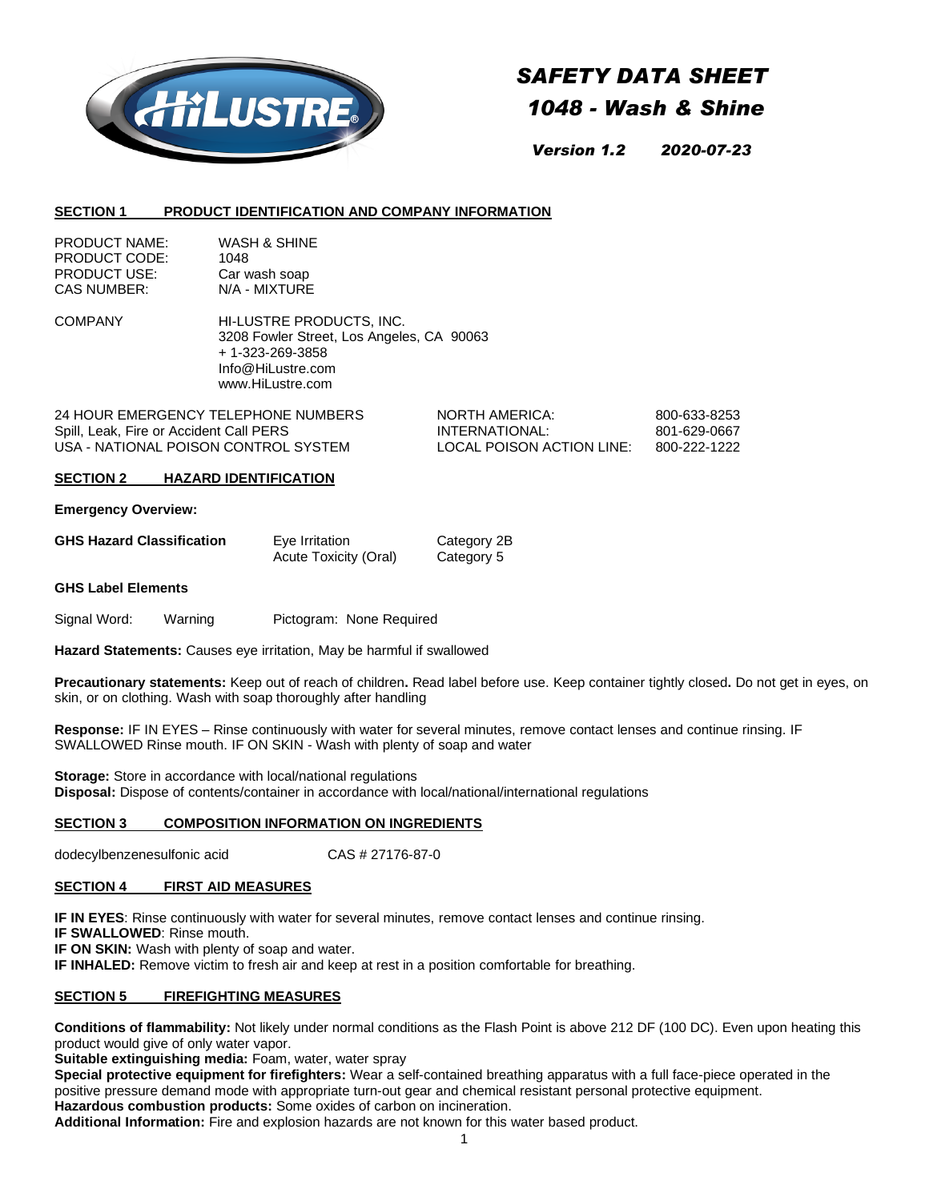# SAFETY DATA SHEET

## 1048 - Wash & Shine

***Version 1.2 2020-07-23***

## SECTION 1 PRODUCT IDENTIFICATION AND COMPANY INFORMATION

PRODUCT NAME: WASH & SHINE
PRODUCT CODE: 1048
PRODUCT USE: Car wash soap
CAS NUMBER: N/A - MIXTURE

COMPANY
HI-LUSTRE PRODUCTS, INC.
3208 Fowler Street, Los Angeles, CA 90063
+ 1-323-269-3858
Info@HiLustre.com
www.HiLustre.com

| 24 HOUR EMERGENCY TELEPHONE NUMBERS | NORTH AMERICA: | 800-633-8253 |
|---|---|---|
| Spill, Leak, Fire or Accident Call PERS | INTERNATIONAL: | 801-629-0667 |
| USA - NATIONAL POISON CONTROL SYSTEM | LOCAL POISON ACTION LINE: | 800-222-1222 |

## SECTION 2 HAZARD IDENTIFICATION

**Emergency Overview:**

| **GHS Hazard Classification** | Eye Irritation | Category 2B |
|---|---|---|
| | Acute Toxicity (Oral) | Category 5 |

**GHS Label Elements**

Signal Word: Warning Pictogram: None Required

**Hazard Statements:** Causes eye irritation, May be harmful if swallowed

**Precautionary statements:** Keep out of reach of children**.** Read label before use. Keep container tightly closed**.** Do not get in eyes, on skin, or on clothing. Wash with soap thoroughly after handling

**Response:** IF IN EYES – Rinse continuously with water for several minutes, remove contact lenses and continue rinsing. IF SWALLOWED Rinse mouth. IF ON SKIN - Wash with plenty of soap and water

**Storage:** Store in accordance with local/national regulations
**Disposal:** Dispose of contents/container in accordance with local/national/international regulations

## SECTION 3 COMPOSITION INFORMATION ON INGREDIENTS

dodecylbenzenesulfonic acid CAS # 27176-87-0

## SECTION 4 FIRST AID MEASURES

**IF IN EYES**: Rinse continuously with water for several minutes, remove contact lenses and continue rinsing.
**IF SWALLOWED**: Rinse mouth.
**IF ON SKIN:** Wash with plenty of soap and water.
**IF INHALED:** Remove victim to fresh air and keep at rest in a position comfortable for breathing.

## SECTION 5 FIREFIGHTING MEASURES

**Conditions of flammability:** Not likely under normal conditions as the Flash Point is above 212 DF (100 DC). Even upon heating this product would give of only water vapor.
**Suitable extinguishing media:** Foam, water, water spray
**Special protective equipment for firefighters:** Wear a self-contained breathing apparatus with a full face-piece operated in the positive pressure demand mode with appropriate turn-out gear and chemical resistant personal protective equipment.
**Hazardous combustion products:** Some oxides of carbon on incineration.
**Additional Information:** Fire and explosion hazards are not known for this water based product.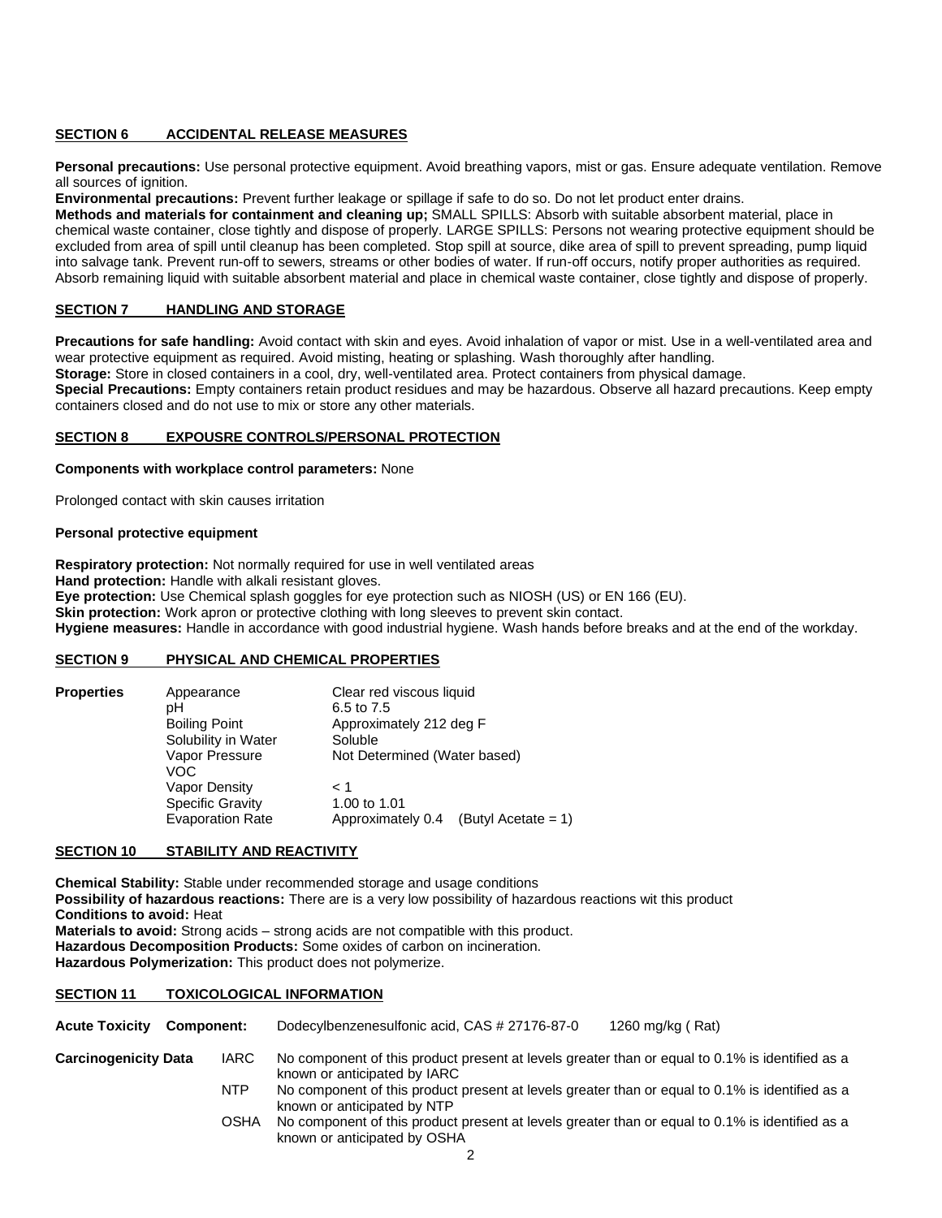## SECTION 6 ACCIDENTAL RELEASE MEASURES

**Personal precautions:** Use personal protective equipment. Avoid breathing vapors, mist or gas. Ensure adequate ventilation. Remove all sources of ignition.

**Environmental precautions:** Prevent further leakage or spillage if safe to do so. Do not let product enter drains.

**Methods and materials for containment and cleaning up;** SMALL SPILLS: Absorb with suitable absorbent material, place in chemical waste container, close tightly and dispose of properly. LARGE SPILLS: Persons not wearing protective equipment should be excluded from area of spill until cleanup has been completed. Stop spill at source, dike area of spill to prevent spreading, pump liquid into salvage tank. Prevent run-off to sewers, streams or other bodies of water. If run-off occurs, notify proper authorities as required. Absorb remaining liquid with suitable absorbent material and place in chemical waste container, close tightly and dispose of properly.

## SECTION 7 HANDLING AND STORAGE

**Precautions for safe handling:** Avoid contact with skin and eyes. Avoid inhalation of vapor or mist. Use in a well-ventilated area and wear protective equipment as required. Avoid misting, heating or splashing. Wash thoroughly after handling.

**Storage:** Store in closed containers in a cool, dry, well-ventilated area. Protect containers from physical damage.

**Special Precautions:** Empty containers retain product residues and may be hazardous. Observe all hazard precautions. Keep empty containers closed and do not use to mix or store any other materials.

## SECTION 8 EXPOUSRE CONTROLS/PERSONAL PROTECTION

**Components with workplace control parameters:** None

Prolonged contact with skin causes irritation

**Personal protective equipment**

**Respiratory protection:** Not normally required for use in well ventilated areas

**Hand protection:** Handle with alkali resistant gloves.

**Eye protection:** Use Chemical splash goggles for eye protection such as NIOSH (US) or EN 166 (EU).

**Skin protection:** Work apron or protective clothing with long sleeves to prevent skin contact.

**Hygiene measures:** Handle in accordance with good industrial hygiene. Wash hands before breaks and at the end of the workday.

## SECTION 9 PHYSICAL AND CHEMICAL PROPERTIES

| **Properties** | | |
|---|---|---|
| | Appearance | Clear red viscous liquid |
| | pH | 6.5 to 7.5 |
| | Boiling Point | Approximately 212 deg F |
| | Solubility in Water | Soluble |
| | Vapor Pressure | Not Determined (Water based) |
| | VOC | |
| | Vapor Density | < 1 |
| | Specific Gravity | 1.00 to 1.01 |
| | Evaporation Rate | Approximately 0.4 (Butyl Acetate = 1) |

## SECTION 10 STABILITY AND REACTIVITY

**Chemical Stability:** Stable under recommended storage and usage conditions

**Possibility of hazardous reactions:** There are is a very low possibility of hazardous reactions wit this product

**Conditions to avoid:** Heat

**Materials to avoid:** Strong acids – strong acids are not compatible with this product.

**Hazardous Decomposition Products:** Some oxides of carbon on incineration.

**Hazardous Polymerization:** This product does not polymerize.

## SECTION 11 TOXICOLOGICAL INFORMATION

**Acute Toxicity Component:** Dodecylbenzenesulfonic acid, CAS # 27176-87-0 1260 mg/kg ( Rat)

**Carcinogenicity Data**

| | |
|---|---|
| IARC | No component of this product present at levels greater than or equal to 0.1% is identified as a known or anticipated by IARC |
| NTP | No component of this product present at levels greater than or equal to 0.1% is identified as a known or anticipated by NTP |
| OSHA | No component of this product present at levels greater than or equal to 0.1% is identified as a known or anticipated by OSHA |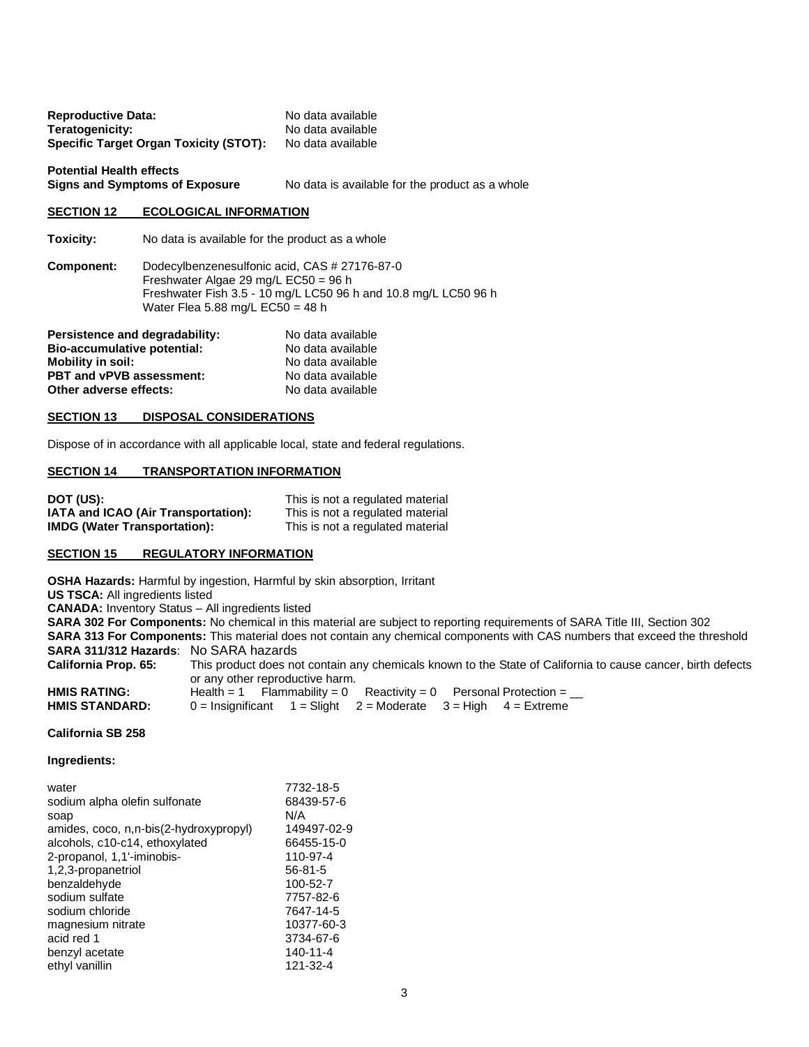**Reproductive Data:** No data available
**Teratogenicity:** No data available
**Specific Target Organ Toxicity (STOT):** No data available

**Potential Health effects**
**Signs and Symptoms of Exposure** No data is available for the product as a whole

## SECTION 12 ECOLOGICAL INFORMATION

**Toxicity:** No data is available for the product as a whole

**Component:** Dodecylbenzenesulfonic acid, CAS # 27176-87-0
Freshwater Algae 29 mg/L EC50 = 96 h
Freshwater Fish 3.5 - 10 mg/L LC50 96 h and 10.8 mg/L LC50 96 h
Water Flea 5.88 mg/L EC50 = 48 h

**Persistence and degradability:** No data available
**Bio-accumulative potential:** No data available
**Mobility in soil:** No data available
**PBT and vPVB assessment:** No data available
**Other adverse effects:** No data available

## SECTION 13 DISPOSAL CONSIDERATIONS

Dispose of in accordance with all applicable local, state and federal regulations.

## SECTION 14 TRANSPORTATION INFORMATION

**DOT (US):** This is not a regulated material
**IATA and ICAO (Air Transportation):** This is not a regulated material
**IMDG (Water Transportation):** This is not a regulated material

## SECTION 15 REGULATORY INFORMATION

**OSHA Hazards:** Harmful by ingestion, Harmful by skin absorption, Irritant
**US TSCA:** All ingredients listed
**CANADA:** Inventory Status – All ingredients listed
**SARA 302 For Components:** No chemical in this material are subject to reporting requirements of SARA Title III, Section 302
**SARA 313 For Components:** This material does not contain any chemical components with CAS numbers that exceed the threshold
**SARA 311/312 Hazards**: No SARA hazards
**California Prop. 65:** This product does not contain any chemicals known to the State of California to cause cancer, birth defects or any other reproductive harm.
**HMIS RATING:** Health = 1 Flammability = 0 Reactivity = 0 Personal Protection = __
**HMIS STANDARD:** 0 = Insignificant 1 = Slight 2 = Moderate 3 = High 4 = Extreme

**California SB 258**

**Ingredients:**

| | |
|---|---|
| water | 7732-18-5 |
| sodium alpha olefin sulfonate | 68439-57-6 |
| soap | N/A |
| amides, coco, n,n-bis(2-hydroxypropyl) | 149497-02-9 |
| alcohols, c10-c14, ethoxylated | 66455-15-0 |
| 2-propanol, 1,1'-iminobis- | 110-97-4 |
| 1,2,3-propanetriol | 56-81-5 |
| benzaldehyde | 100-52-7 |
| sodium sulfate | 7757-82-6 |
| sodium chloride | 7647-14-5 |
| magnesium nitrate | 10377-60-3 |
| acid red 1 | 3734-67-6 |
| benzyl acetate | 140-11-4 |
| ethyl vanillin | 121-32-4 |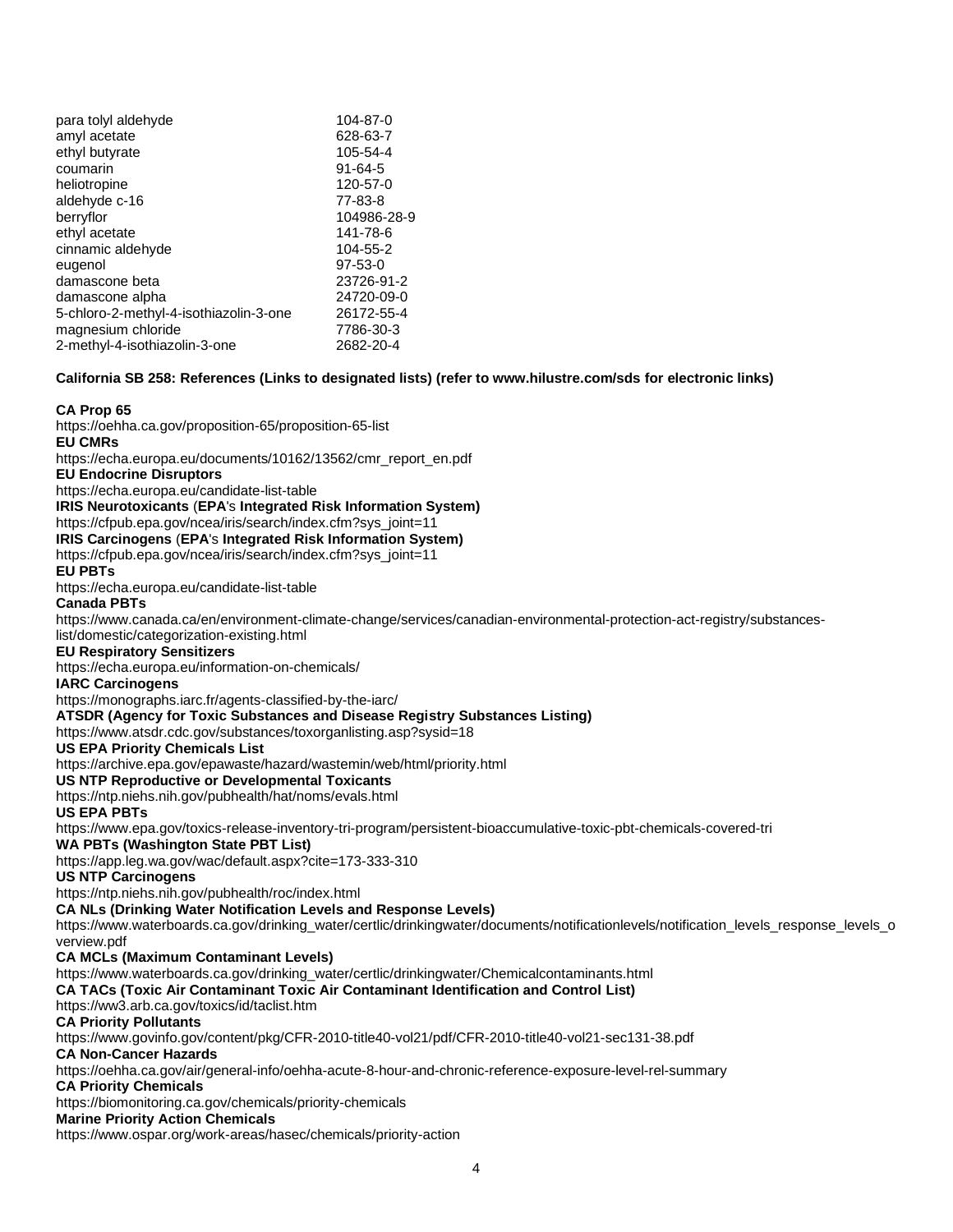| | |
|---|---|
| para tolyl aldehyde | 104-87-0 |
| amyl acetate | 628-63-7 |
| ethyl butyrate | 105-54-4 |
| coumarin | 91-64-5 |
| heliotropine | 120-57-0 |
| aldehyde c-16 | 77-83-8 |
| berryflor | 104986-28-9 |
| ethyl acetate | 141-78-6 |
| cinnamic aldehyde | 104-55-2 |
| eugenol | 97-53-0 |
| damascone beta | 23726-91-2 |
| damascone alpha | 24720-09-0 |
| 5-chloro-2-methyl-4-isothiazolin-3-one | 26172-55-4 |
| magnesium chloride | 7786-30-3 |
| 2-methyl-4-isothiazolin-3-one | 2682-20-4 |

**California SB 258: References (Links to designated lists) (refer to www.hilustre.com/sds for electronic links)**

**CA Prop 65**
https://oehha.ca.gov/proposition-65/proposition-65-list

**EU CMRs**
https://echa.europa.eu/documents/10162/13562/cmr_report_en.pdf

**EU Endocrine Disruptors**
https://echa.europa.eu/candidate-list-table

**IRIS Neurotoxicants** (**EPA**'s **Integrated Risk Information System)**
https://cfpub.epa.gov/ncea/iris/search/index.cfm?sys_joint=11

**IRIS Carcinogens** (**EPA**'s **Integrated Risk Information System)**
https://cfpub.epa.gov/ncea/iris/search/index.cfm?sys_joint=11

**EU PBTs**
https://echa.europa.eu/candidate-list-table

**Canada PBTs**
https://www.canada.ca/en/environment-climate-change/services/canadian-environmental-protection-act-registry/substances-list/domestic/categorization-existing.html

**EU Respiratory Sensitizers**
https://echa.europa.eu/information-on-chemicals/

**IARC Carcinogens**
https://monographs.iarc.fr/agents-classified-by-the-iarc/

**ATSDR (Agency for Toxic Substances and Disease Registry Substances Listing)**
https://www.atsdr.cdc.gov/substances/toxorganlisting.asp?sysid=18

**US EPA Priority Chemicals List**
https://archive.epa.gov/epawaste/hazard/wastemin/web/html/priority.html

**US NTP Reproductive or Developmental Toxicants**
https://ntp.niehs.nih.gov/pubhealth/hat/noms/evals.html

**US EPA PBTs**
https://www.epa.gov/toxics-release-inventory-tri-program/persistent-bioaccumulative-toxic-pbt-chemicals-covered-tri

**WA PBTs (Washington State PBT List)**
https://app.leg.wa.gov/wac/default.aspx?cite=173-333-310

**US NTP Carcinogens**
https://ntp.niehs.nih.gov/pubhealth/roc/index.html

**CA NLs (Drinking Water Notification Levels and Response Levels)**
https://www.waterboards.ca.gov/drinking_water/certlic/drinkingwater/documents/notificationlevels/notification_levels_response_levels_overview.pdf

**CA MCLs (Maximum Contaminant Levels)**
https://www.waterboards.ca.gov/drinking_water/certlic/drinkingwater/Chemicalcontaminants.html

**CA TACs (Toxic Air Contaminant Toxic Air Contaminant Identification and Control List)**
https://ww3.arb.ca.gov/toxics/id/taclist.htm

**CA Priority Pollutants**
https://www.govinfo.gov/content/pkg/CFR-2010-title40-vol21/pdf/CFR-2010-title40-vol21-sec131-38.pdf

**CA Non-Cancer Hazards**
https://oehha.ca.gov/air/general-info/oehha-acute-8-hour-and-chronic-reference-exposure-level-rel-summary

**CA Priority Chemicals**
https://biomonitoring.ca.gov/chemicals/priority-chemicals

**Marine Priority Action Chemicals**
https://www.ospar.org/work-areas/hasec/chemicals/priority-action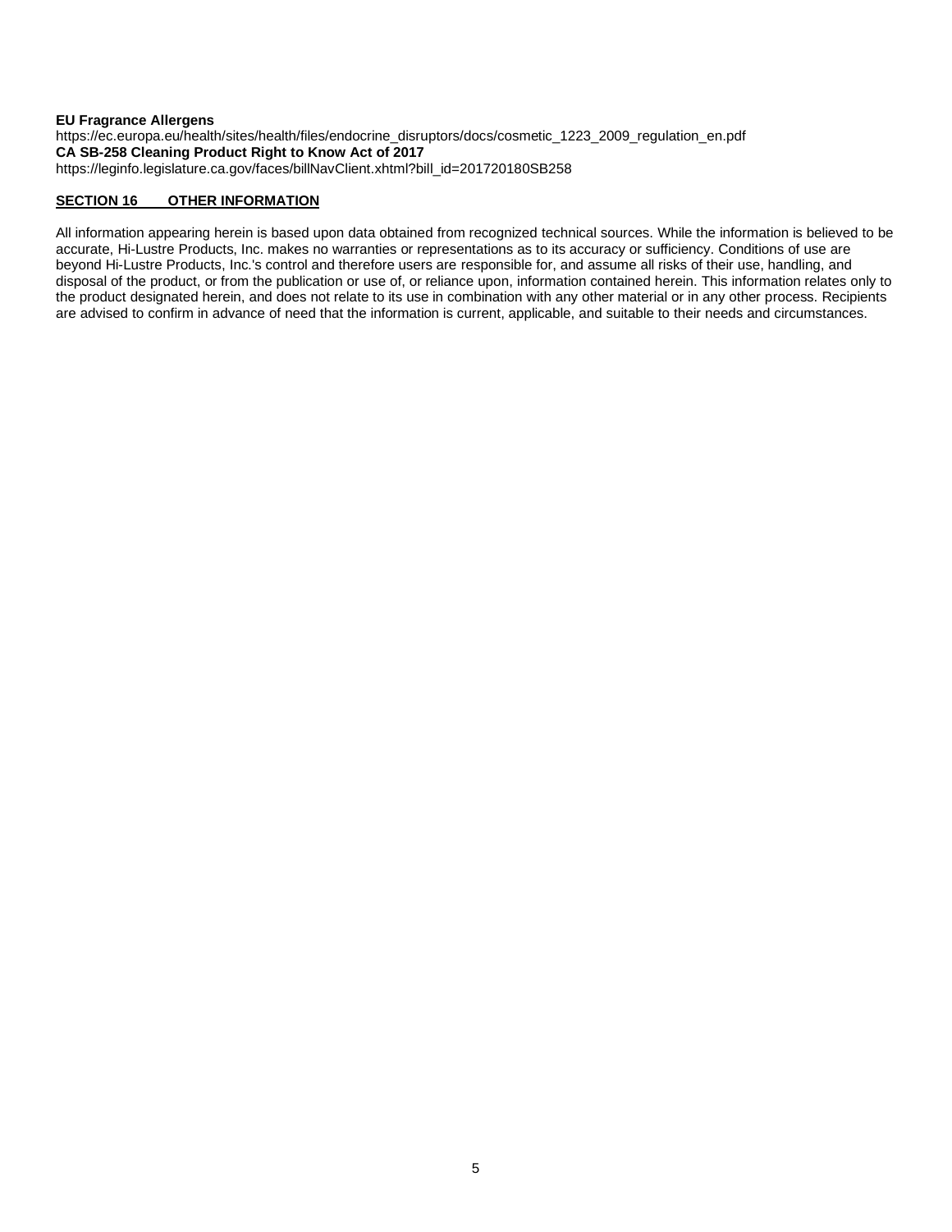**EU Fragrance Allergens**
https://ec.europa.eu/health/sites/health/files/endocrine_disruptors/docs/cosmetic_1223_2009_regulation_en.pdf
**CA SB-258 Cleaning Product Right to Know Act of 2017**
https://leginfo.legislature.ca.gov/faces/billNavClient.xhtml?bill_id=201720180SB258

## SECTION 16 OTHER INFORMATION

All information appearing herein is based upon data obtained from recognized technical sources. While the information is believed to be accurate, Hi-Lustre Products, Inc. makes no warranties or representations as to its accuracy or sufficiency. Conditions of use are beyond Hi-Lustre Products, Inc.'s control and therefore users are responsible for, and assume all risks of their use, handling, and disposal of the product, or from the publication or use of, or reliance upon, information contained herein. This information relates only to the product designated herein, and does not relate to its use in combination with any other material or in any other process. Recipients are advised to confirm in advance of need that the information is current, applicable, and suitable to their needs and circumstances.